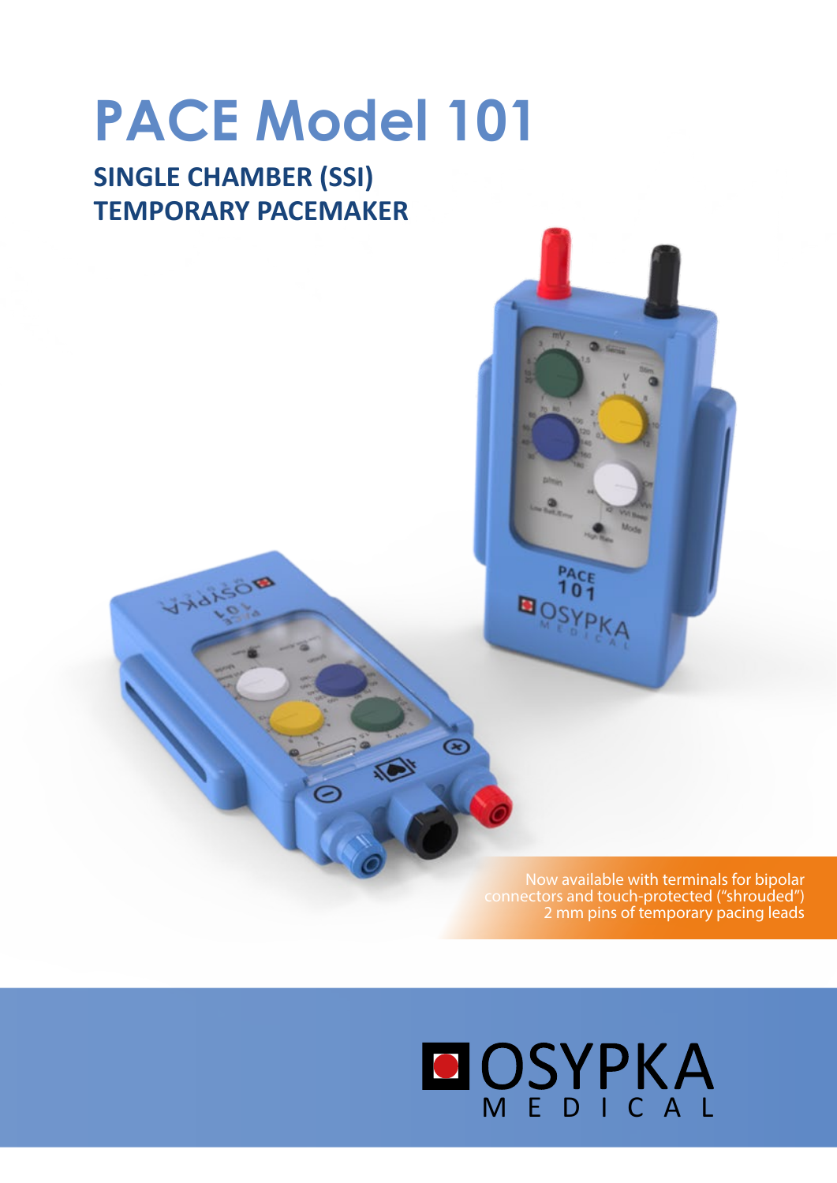# PACE Model 101

## SINGLE CHAMBER (SSI) TEMPORARY PACEMAKER

Now available with terminals for bipolar connectors and touch-protected ("shrouded") 2 mm pins of temporary pacing leads

OSYPKA MEDICAL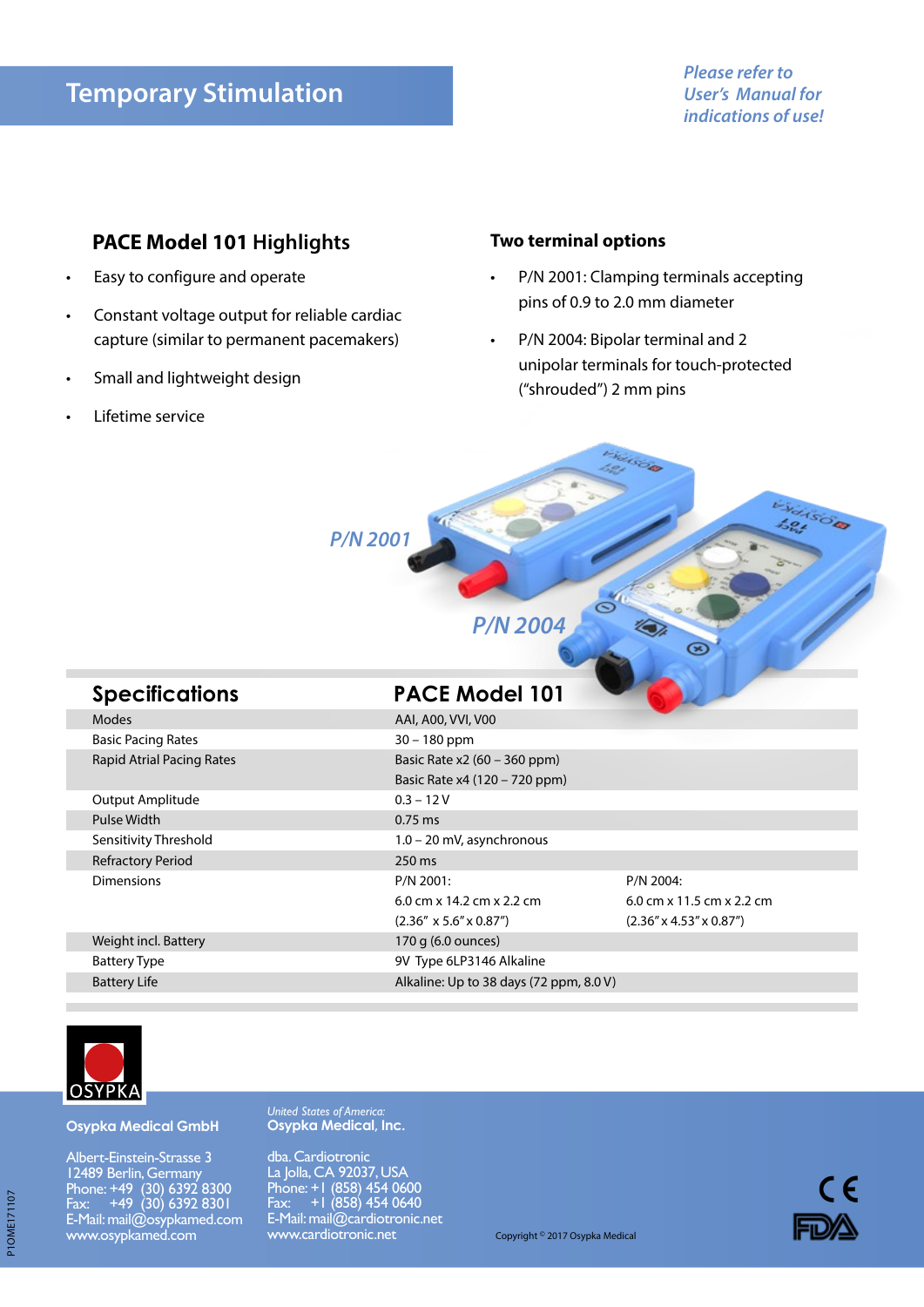# Temporary Stimulation

*Please refer to User's Manual for indications of use!*

## PACE Model 101 Highlights

- Easy to configure and operate
- Constant voltage output for reliable cardiac capture (similar to permanent pacemakers)
- Small and lightweight design
- Lifetime service

## Two terminal options

- P/N 2001: Clamping terminals accepting pins of 0.9 to 2.0 mm diameter
- P/N 2004: Bipolar terminal and 2 unipolar terminals for touch-protected ("shrouded") 2 mm pins

*P/N 2001*

*P/N 2004*

| Specifications | PACE Model 101 | |
|---|---|---|
| Modes | AAI, A00, VVI, V00 | |
| Basic Pacing Rates | 30 – 180 ppm | |
| Rapid Atrial Pacing Rates | Basic Rate x2 (60 – 360 ppm)<br>Basic Rate x4 (120 – 720 ppm) | |
| Output Amplitude | 0.3 – 12 V | |
| Pulse Width | 0.75 ms | |
| Sensitivity Threshold | 1.0 – 20 mV, asynchronous | |
| Refractory Period | 250 ms | |
| Dimensions | P/N 2001:<br>6.0 cm x 14.2 cm x 2.2 cm<br>(2.36" x 5.6" x 0.87") | P/N 2004:<br>6.0 cm x 11.5 cm x 2.2 cm<br>(2.36" x 4.53" x 0.87") |
| Weight incl. Battery | 170 g (6.0 ounces) | |
| Battery Type | 9V Type 6LP3146 Alkaline | |
| Battery Life | Alkaline: Up to 38 days (72 ppm, 8.0 V) | |

OSYPKA

**Osypka Medical GmbH**

Albert-Einstein-Strasse 3
12489 Berlin, Germany
Phone: +49 (30) 6392 8300
Fax: +49 (30) 6392 8301
E-Mail: mail@osypkamed.com
www.osypkamed.com

*United States of America:*
**Osypka Medical, Inc.**

dba. Cardiotronic
La Jolla, CA 92037, USA
Phone: +1 (858) 454 0600
Fax: +1 (858) 454 0640
E-Mail: mail@cardiotronic.net
www.cardiotronic.net

Copyright © 2017 Osypka Medical

P1OME171107